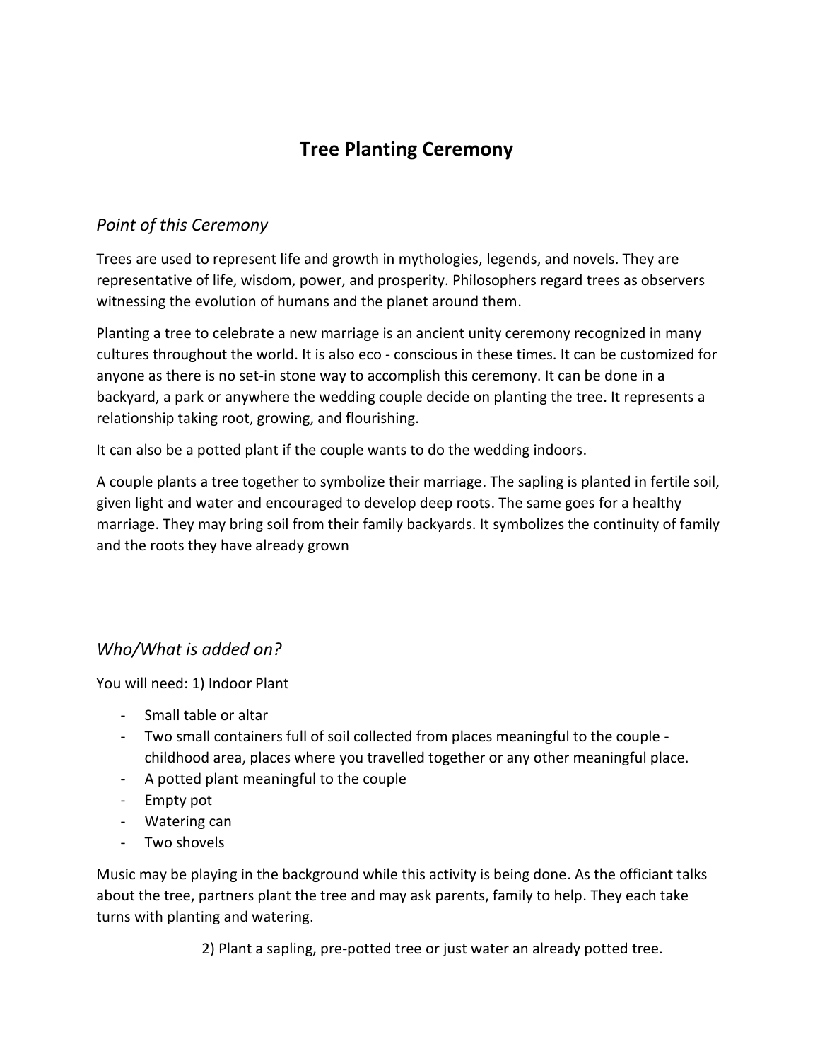# Tree Planting Ceremony

## *Point of this Ceremony*

Trees are used to represent life and growth in mythologies, legends, and novels. They are representative of life, wisdom, power, and prosperity. Philosophers regard trees as observers witnessing the evolution of humans and the planet around them.

Planting a tree to celebrate a new marriage is an ancient unity ceremony recognized in many cultures throughout the world. It is also eco - conscious in these times. It can be customized for anyone as there is no set-in stone way to accomplish this ceremony. It can be done in a backyard, a park or anywhere the wedding couple decide on planting the tree. It represents a relationship taking root, growing, and flourishing.

It can also be a potted plant if the couple wants to do the wedding indoors.

A couple plants a tree together to symbolize their marriage. The sapling is planted in fertile soil, given light and water and encouraged to develop deep roots. The same goes for a healthy marriage. They may bring soil from their family backyards. It symbolizes the continuity of family and the roots they have already grown

## *Who/What is added on?*

You will need: 1) Indoor Plant

- Small table or altar
- Two small containers full of soil collected from places meaningful to the couple - childhood area, places where you travelled together or any other meaningful place.
- A potted plant meaningful to the couple
- Empty pot
- Watering can
- Two shovels

Music may be playing in the background while this activity is being done. As the officiant talks about the tree, partners plant the tree and may ask parents, family to help. They each take turns with planting and watering.

2) Plant a sapling, pre-potted tree or just water an already potted tree.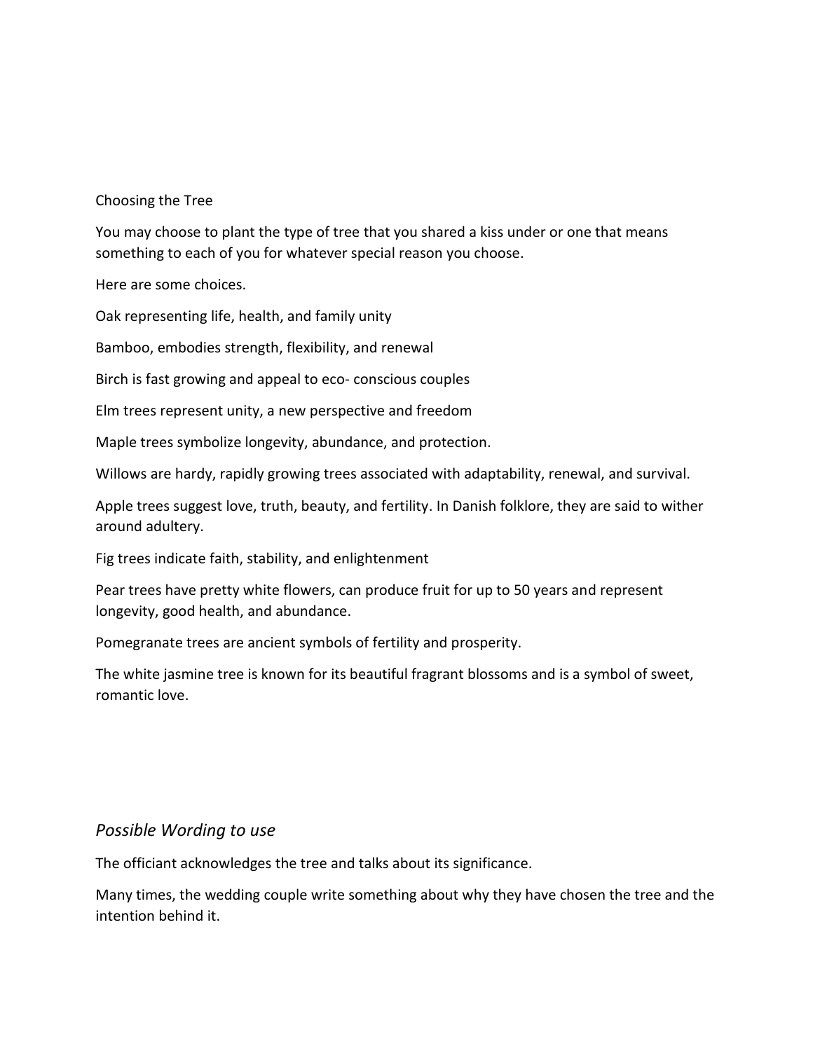Choosing the Tree

You may choose to plant the type of tree that you shared a kiss under or one that means something to each of you for whatever special reason you choose.

Here are some choices.

Oak representing life, health, and family unity

Bamboo, embodies strength, flexibility, and renewal

Birch is fast growing and appeal to eco- conscious couples

Elm trees represent unity, a new perspective and freedom

Maple trees symbolize longevity, abundance, and protection.

Willows are hardy, rapidly growing trees associated with adaptability, renewal, and survival.

Apple trees suggest love, truth, beauty, and fertility. In Danish folklore, they are said to wither around adultery.

Fig trees indicate faith, stability, and enlightenment

Pear trees have pretty white flowers, can produce fruit for up to 50 years and represent longevity, good health, and abundance.

Pomegranate trees are ancient symbols of fertility and prosperity.

The white jasmine tree is known for its beautiful fragrant blossoms and is a symbol of sweet, romantic love.

## *Possible Wording to use*

The officiant acknowledges the tree and talks about its significance.

Many times, the wedding couple write something about why they have chosen the tree and the intention behind it.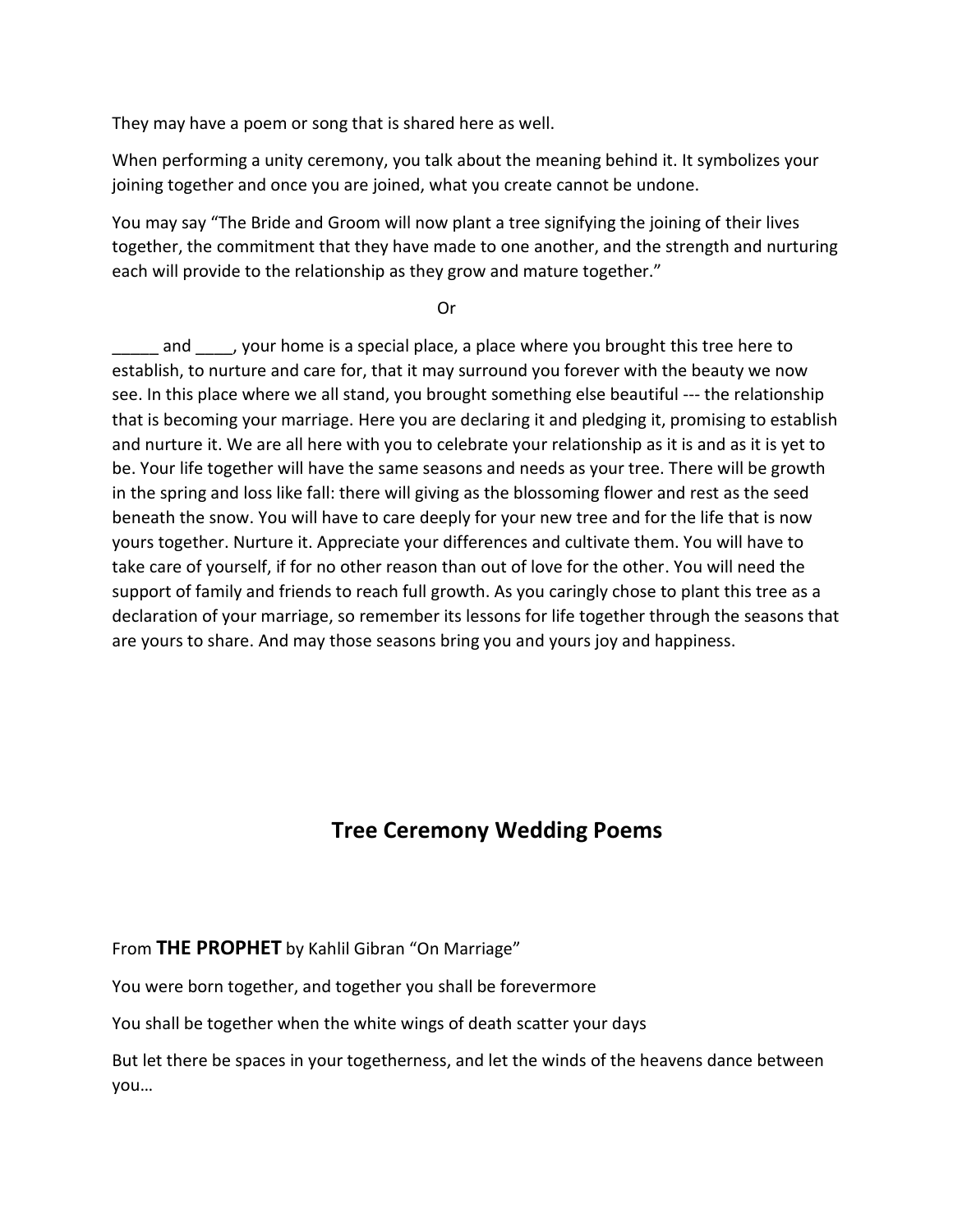They may have a poem or song that is shared here as well.

When performing a unity ceremony, you talk about the meaning behind it. It symbolizes your joining together and once you are joined, what you create cannot be undone.

You may say "The Bride and Groom will now plant a tree signifying the joining of their lives together, the commitment that they have made to one another, and the strength and nurturing each will provide to the relationship as they grow and mature together."

Or

_____ and ____, your home is a special place, a place where you brought this tree here to establish, to nurture and care for, that it may surround you forever with the beauty we now see. In this place where we all stand, you brought something else beautiful --- the relationship that is becoming your marriage. Here you are declaring it and pledging it, promising to establish and nurture it. We are all here with you to celebrate your relationship as it is and as it is yet to be. Your life together will have the same seasons and needs as your tree. There will be growth in the spring and loss like fall: there will giving as the blossoming flower and rest as the seed beneath the snow. You will have to care deeply for your new tree and for the life that is now yours together. Nurture it. Appreciate your differences and cultivate them. You will have to take care of yourself, if for no other reason than out of love for the other. You will need the support of family and friends to reach full growth. As you caringly chose to plant this tree as a declaration of your marriage, so remember its lessons for life together through the seasons that are yours to share. And may those seasons bring you and yours joy and happiness.

## Tree Ceremony Wedding Poems

From **THE PROPHET** by Kahlil Gibran "On Marriage"

You were born together, and together you shall be forevermore

You shall be together when the white wings of death scatter your days

But let there be spaces in your togetherness, and let the winds of the heavens dance between you…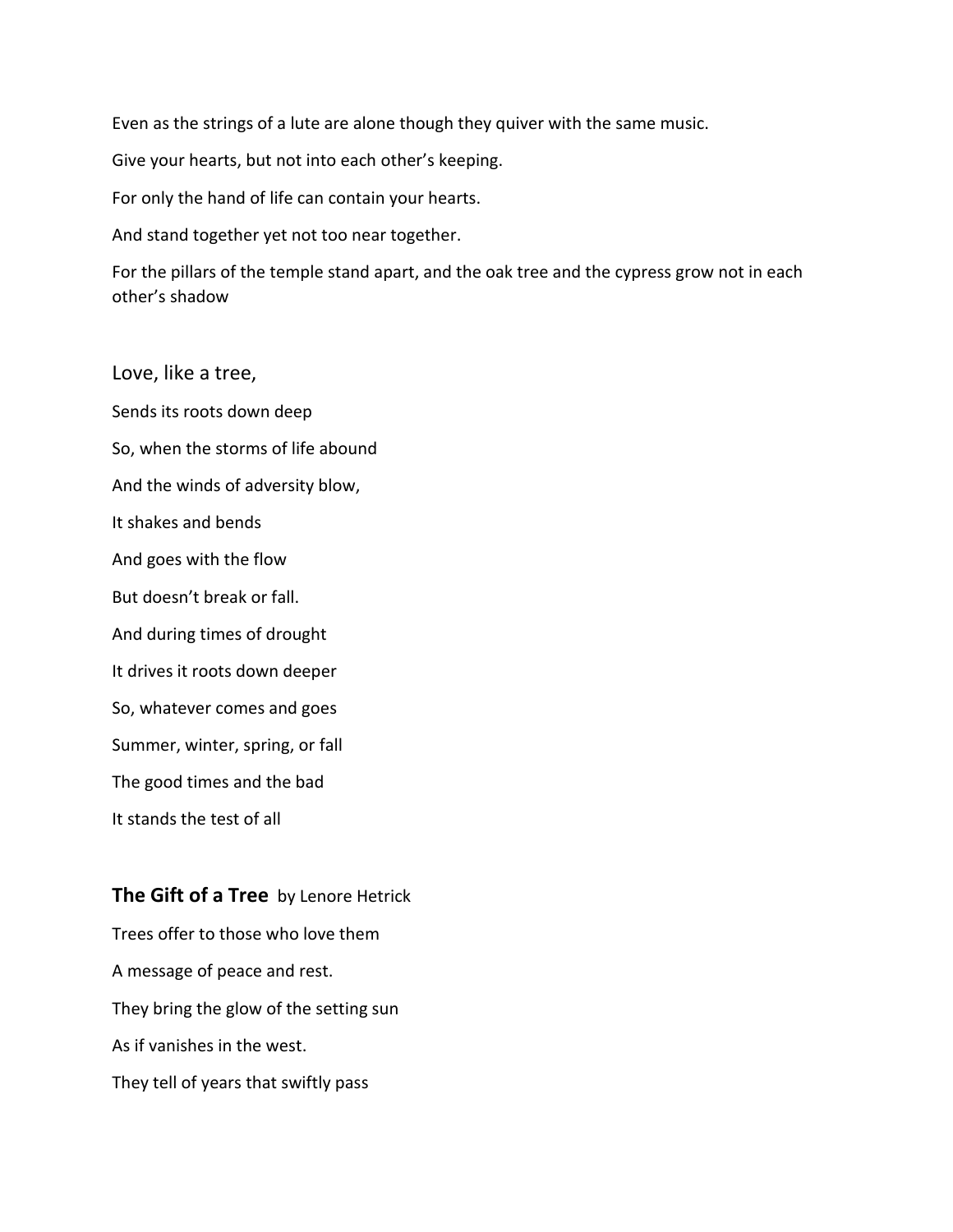Even as the strings of a lute are alone though they quiver with the same music.

Give your hearts, but not into each other's keeping.

For only the hand of life can contain your hearts.

And stand together yet not too near together.

For the pillars of the temple stand apart, and the oak tree and the cypress grow not in each other's shadow

Love, like a tree,

Sends its roots down deep

So, when the storms of life abound

And the winds of adversity blow,

It shakes and bends

And goes with the flow

But doesn't break or fall.

And during times of drought

It drives it roots down deeper

So, whatever comes and goes

Summer, winter, spring, or fall

The good times and the bad

It stands the test of all

**The Gift of a Tree** by Lenore Hetrick

Trees offer to those who love them

A message of peace and rest.

They bring the glow of the setting sun

As if vanishes in the west.

They tell of years that swiftly pass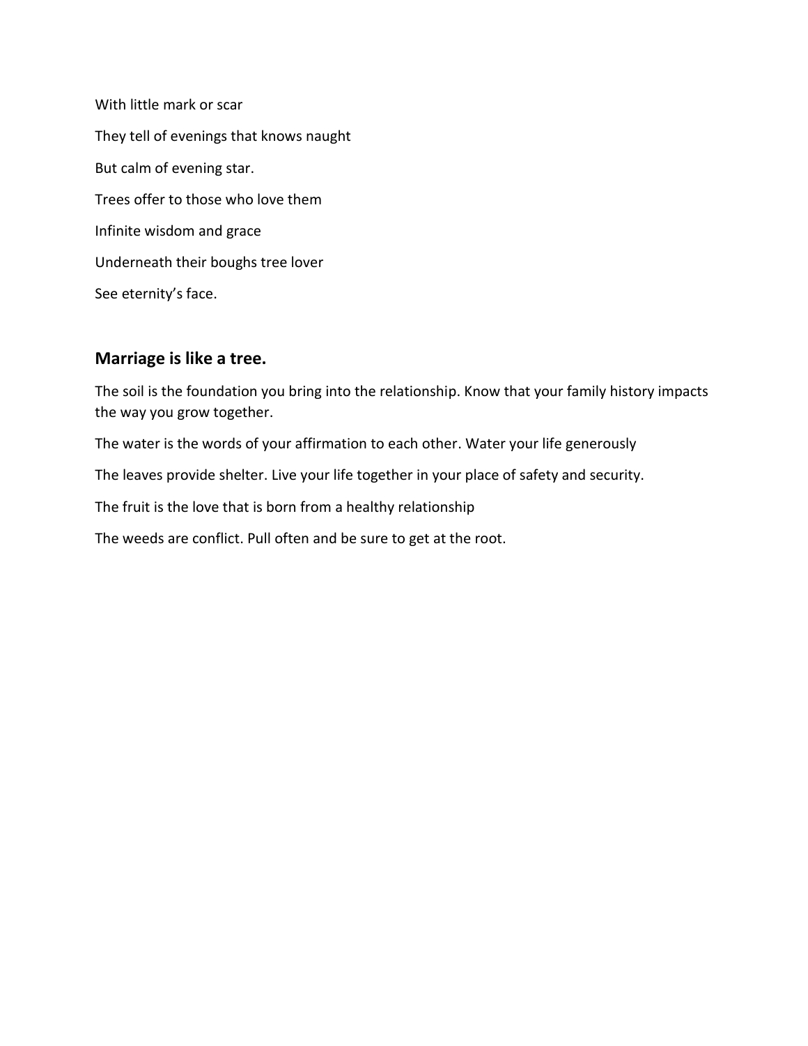With little mark or scar

They tell of evenings that knows naught

But calm of evening star.

Trees offer to those who love them

Infinite wisdom and grace

Underneath their boughs tree lover

See eternity's face.

## Marriage is like a tree.

The soil is the foundation you bring into the relationship. Know that your family history impacts the way you grow together.

The water is the words of your affirmation to each other. Water your life generously

The leaves provide shelter. Live your life together in your place of safety and security.

The fruit is the love that is born from a healthy relationship

The weeds are conflict. Pull often and be sure to get at the root.